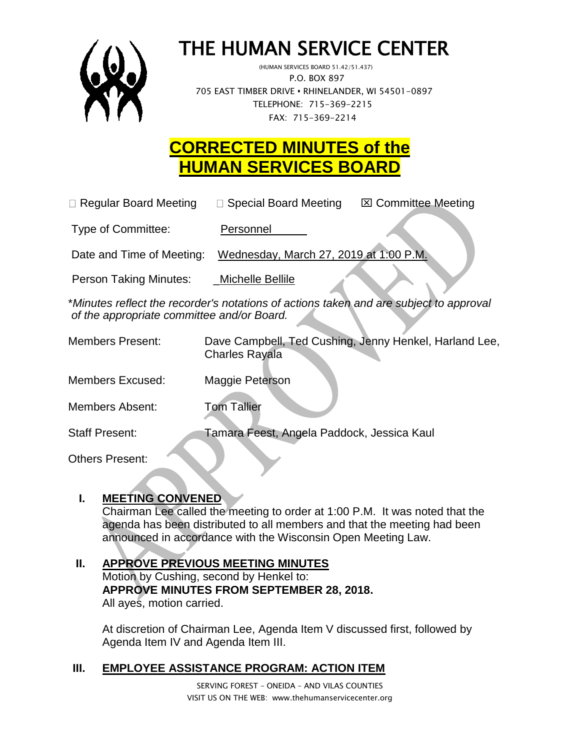# THE HUMAN SERVICE CENTER

(HUMAN SERVICES BOARD 51.42/51.437)
P.O. BOX 897
705 EAST TIMBER DRIVE • RHINELANDER, WI 54501-0897
TELEPHONE: 715-369-2215
FAX: 715-369-2214

## CORRECTED MINUTES of the HUMAN SERVICES BOARD

☐ Regular Board Meeting ☐ Special Board Meeting ☒ Committee Meeting

Type of Committee: Personnel

Date and Time of Meeting: Wednesday, March 27, 2019 at 1:00 P.M.

Person Taking Minutes: Michelle Bellile

*\*Minutes reflect the recorder's notations of actions taken and are subject to approval of the appropriate committee and/or Board.*

Members Present: Dave Campbell, Ted Cushing, Jenny Henkel, Harland Lee, Charles Rayala

Members Excused: Maggie Peterson

Members Absent: Tom Tallier

Staff Present: Tamara Feest, Angela Paddock, Jessica Kaul

Others Present:

**I. MEETING CONVENED**

Chairman Lee called the meeting to order at 1:00 P.M. It was noted that the agenda has been distributed to all members and that the meeting had been announced in accordance with the Wisconsin Open Meeting Law.

**II. APPROVE PREVIOUS MEETING MINUTES**

Motion by Cushing, second by Henkel to:
**APPROVE MINUTES FROM SEPTEMBER 28, 2018.**
All ayes, motion carried.

At discretion of Chairman Lee, Agenda Item V discussed first, followed by Agenda Item IV and Agenda Item III.

**III. EMPLOYEE ASSISTANCE PROGRAM: ACTION ITEM**

SERVING FOREST – ONEIDA – AND VILAS COUNTIES
VISIT US ON THE WEB: www.thehumanservicecenter.org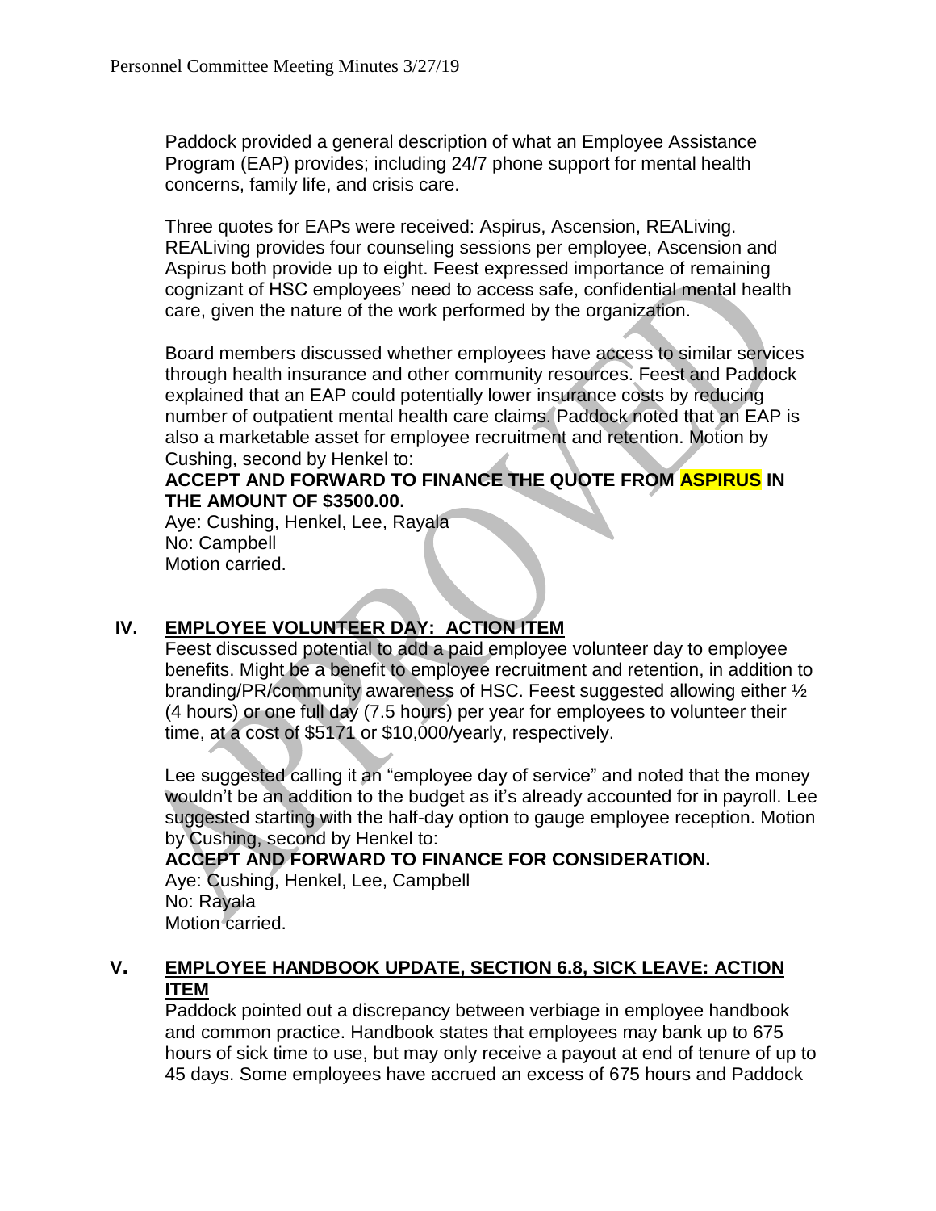Paddock provided a general description of what an Employee Assistance Program (EAP) provides; including 24/7 phone support for mental health concerns, family life, and crisis care.

Three quotes for EAPs were received: Aspirus, Ascension, REALiving. REALiving provides four counseling sessions per employee, Ascension and Aspirus both provide up to eight. Feest expressed importance of remaining cognizant of HSC employees' need to access safe, confidential mental health care, given the nature of the work performed by the organization.

Board members discussed whether employees have access to similar services through health insurance and other community resources. Feest and Paddock explained that an EAP could potentially lower insurance costs by reducing number of outpatient mental health care claims. Paddock noted that an EAP is also a marketable asset for employee recruitment and retention. Motion by Cushing, second by Henkel to:

**ACCEPT AND FORWARD TO FINANCE THE QUOTE FROM ASPIRUS IN THE AMOUNT OF $3500.00.**

Aye: Cushing, Henkel, Lee, Rayala
No: Campbell
Motion carried.

## IV. EMPLOYEE VOLUNTEER DAY: ACTION ITEM

Feest discussed potential to add a paid employee volunteer day to employee benefits. Might be a benefit to employee recruitment and retention, in addition to branding/PR/community awareness of HSC. Feest suggested allowing either ½ (4 hours) or one full day (7.5 hours) per year for employees to volunteer their time, at a cost of $5171 or $10,000/yearly, respectively.

Lee suggested calling it an "employee day of service" and noted that the money wouldn't be an addition to the budget as it's already accounted for in payroll. Lee suggested starting with the half-day option to gauge employee reception. Motion by Cushing, second by Henkel to:

**ACCEPT AND FORWARD TO FINANCE FOR CONSIDERATION.**

Aye: Cushing, Henkel, Lee, Campbell
No: Rayala
Motion carried.

## V. EMPLOYEE HANDBOOK UPDATE, SECTION 6.8, SICK LEAVE: ACTION ITEM

Paddock pointed out a discrepancy between verbiage in employee handbook and common practice. Handbook states that employees may bank up to 675 hours of sick time to use, but may only receive a payout at end of tenure of up to 45 days. Some employees have accrued an excess of 675 hours and Paddock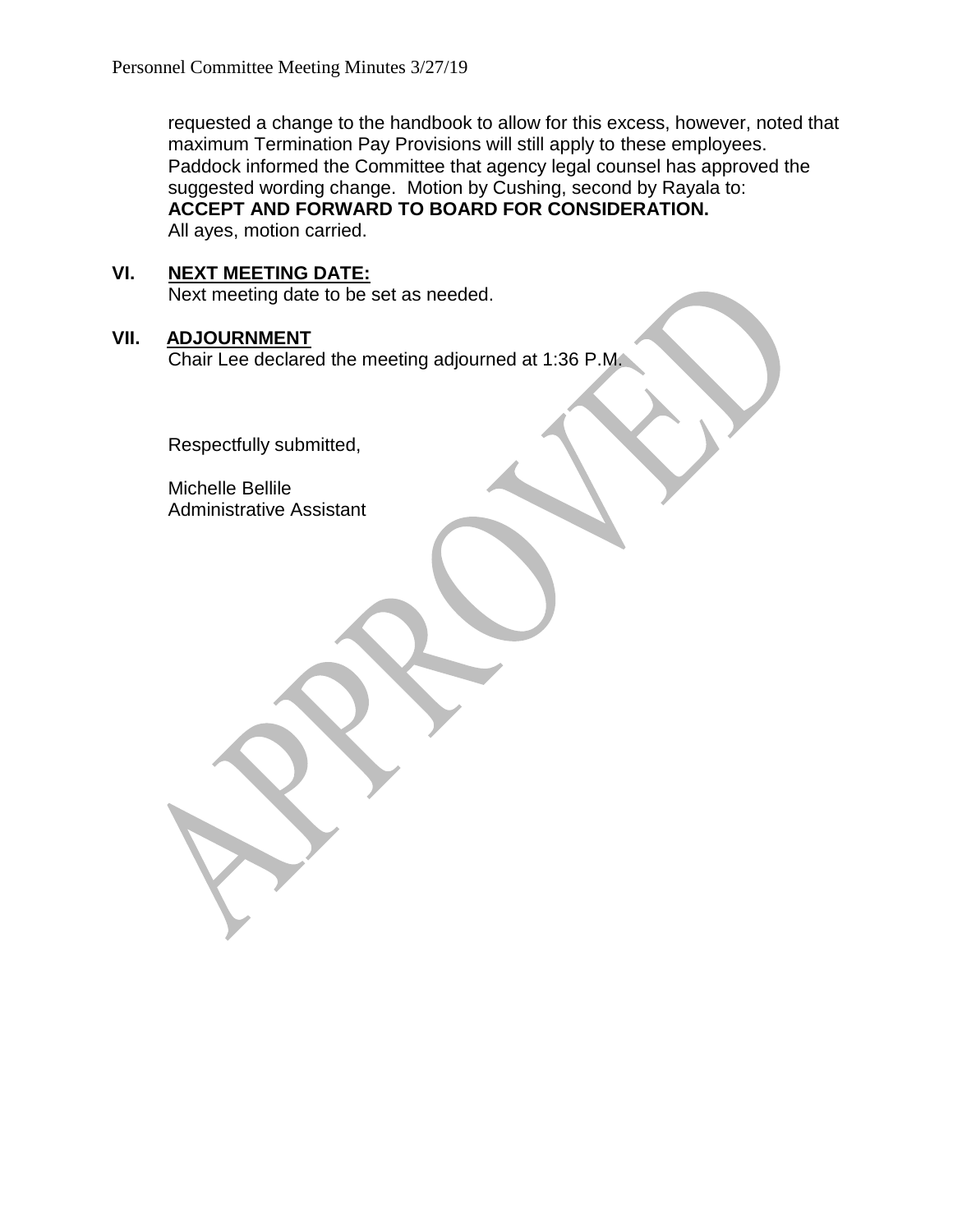requested a change to the handbook to allow for this excess, however, noted that maximum Termination Pay Provisions will still apply to these employees. Paddock informed the Committee that agency legal counsel has approved the suggested wording change. Motion by Cushing, second by Rayala to: **ACCEPT AND FORWARD TO BOARD FOR CONSIDERATION.** All ayes, motion carried.

## VI. NEXT MEETING DATE:

Next meeting date to be set as needed.

## VII. ADJOURNMENT

Chair Lee declared the meeting adjourned at 1:36 P.M.

Respectfully submitted,

Michelle Bellile
Administrative Assistant